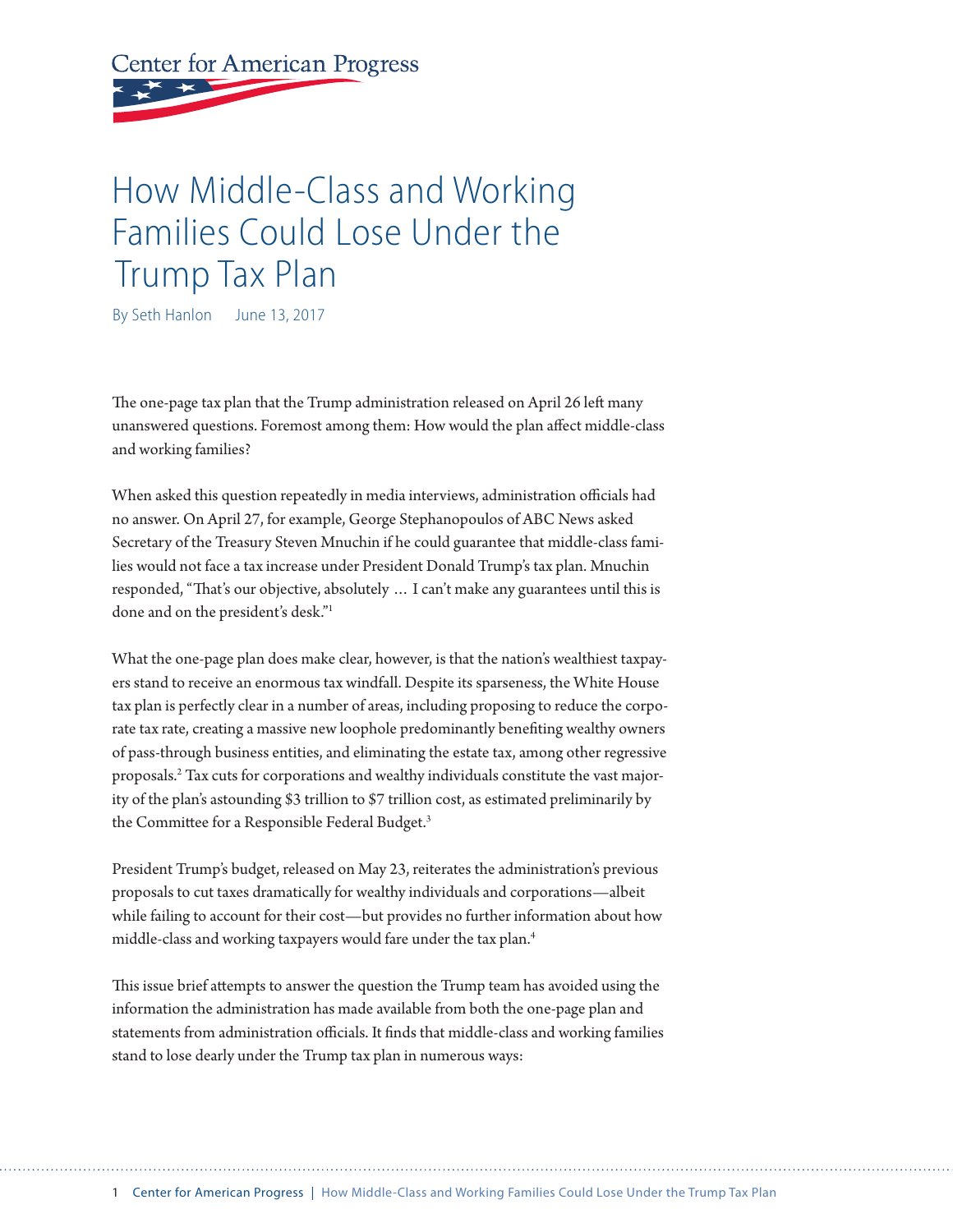Center for American Progress

# How Middle-Class and Working Families Could Lose Under the Trump Tax Plan

By Seth Hanlon June 13, 2017

The one-page tax plan that the Trump administration released on April 26 left many unanswered questions. Foremost among them: How would the plan affect middle-class and working families?

When asked this question repeatedly in media interviews, administration officials had no answer. On April 27, for example, George Stephanopoulos of ABC News asked Secretary of the Treasury Steven Mnuchin if he could guarantee that middle-class families would not face a tax increase under President Donald Trump's tax plan. Mnuchin responded, "That's our objective, absolutely … I can't make any guarantees until this is done and on the president's desk."[1]

What the one-page plan does make clear, however, is that the nation's wealthiest taxpayers stand to receive an enormous tax windfall. Despite its sparseness, the White House tax plan is perfectly clear in a number of areas, including proposing to reduce the corporate tax rate, creating a massive new loophole predominantly benefiting wealthy owners of pass-through business entities, and eliminating the estate tax, among other regressive proposals.[2] Tax cuts for corporations and wealthy individuals constitute the vast majority of the plan's astounding $3 trillion to $7 trillion cost, as estimated preliminarily by the Committee for a Responsible Federal Budget.[3]

President Trump's budget, released on May 23, reiterates the administration's previous proposals to cut taxes dramatically for wealthy individuals and corporations—albeit while failing to account for their cost—but provides no further information about how middle-class and working taxpayers would fare under the tax plan.[4]

This issue brief attempts to answer the question the Trump team has avoided using the information the administration has made available from both the one-page plan and statements from administration officials. It finds that middle-class and working families stand to lose dearly under the Trump tax plan in numerous ways: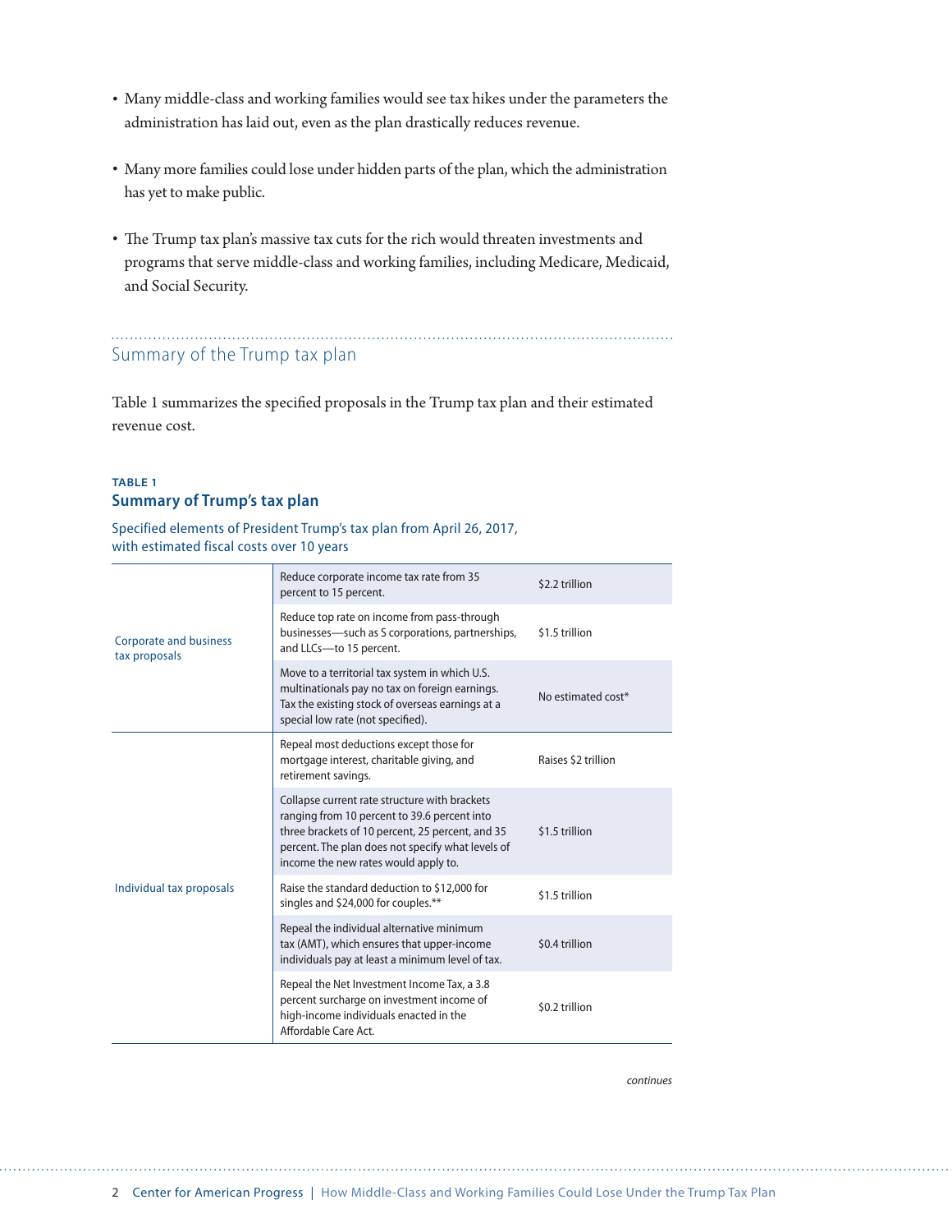- Many middle-class and working families would see tax hikes under the parameters the administration has laid out, even as the plan drastically reduces revenue.
- Many more families could lose under hidden parts of the plan, which the administration has yet to make public.
- The Trump tax plan's massive tax cuts for the rich would threaten investments and programs that serve middle-class and working families, including Medicare, Medicaid, and Social Security.

## Summary of the Trump tax plan

Table 1 summarizes the specified proposals in the Trump tax plan and their estimated revenue cost.

**TABLE 1**

**Summary of Trump's tax plan**

Specified elements of President Trump's tax plan from April 26, 2017, with estimated fiscal costs over 10 years

| | | |
|---|---|---|
| Corporate and business tax proposals | Reduce corporate income tax rate from 35 percent to 15 percent. | $2.2 trillion |
| | Reduce top rate on income from pass-through businesses—such as S corporations, partnerships, and LLCs—to 15 percent. | $1.5 trillion |
| | Move to a territorial tax system in which U.S. multinationals pay no tax on foreign earnings. Tax the existing stock of overseas earnings at a special low rate (not specified). | No estimated cost* |
| Individual tax proposals | Repeal most deductions except those for mortgage interest, charitable giving, and retirement savings. | Raises $2 trillion |
| | Collapse current rate structure with brackets ranging from 10 percent to 39.6 percent into three brackets of 10 percent, 25 percent, and 35 percent. The plan does not specify what levels of income the new rates would apply to. | $1.5 trillion |
| | Raise the standard deduction to $12,000 for singles and $24,000 for couples.** | $1.5 trillion |
| | Repeal the individual alternative minimum tax (AMT), which ensures that upper-income individuals pay at least a minimum level of tax. | $0.4 trillion |
| | Repeal the Net Investment Income Tax, a 3.8 percent surcharge on investment income of high-income individuals enacted in the Affordable Care Act. | $0.2 trillion |

*continues*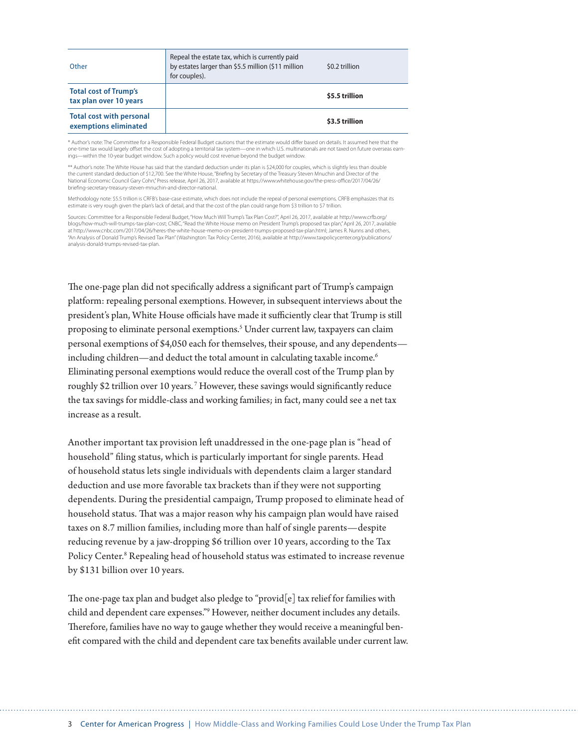| | | |
|---|---|---|
| Other | Repeal the estate tax, which is currently paid by estates larger than $5.5 million ($11 million for couples). | $0.2 trillion |
| **Total cost of Trump's tax plan over 10 years** | | **$5.5 trillion** |
| **Total cost with personal exemptions eliminated** | | **$3.5 trillion** |

\* Author's note: The Committee for a Responsible Federal Budget cautions that the estimate would differ based on details. It assumed here that the one-time tax would largely offset the cost of adopting a territorial tax system—one in which U.S. multinationals are not taxed on future overseas earnings—within the 10-year budget window. Such a policy would cost revenue beyond the budget window.

\** Author's note: The White House has said that the standard deduction under its plan is $24,000 for couples, which is slightly less than double the current standard deduction of $12,700. See the White House, "Briefing by Secretary of the Treasury Steven Mnuchin and Director of the National Economic Council Gary Cohn," Press release, April 26, 2017, available at https://www.whitehouse.gov/the-press-office/2017/04/26/briefing-secretary-treasury-steven-mnuchin-and-director-national.

Methodology note: $5.5 trillion is CRFB's base-case estimate, which does not include the repeal of personal exemptions. CRFB emphasizes that its estimate is very rough given the plan's lack of detail, and that the cost of the plan could range from $3 trillion to $7 trillion.

Sources: Committee for a Responsible Federal Budget, "How Much Will Trump's Tax Plan Cost?", April 26, 2017, available at http://www.crfb.org/blogs/how-much-will-trumps-tax-plan-cost; CNBC, "Read the White House memo on President Trump's proposed tax plan," April 26, 2017, available at http://www.cnbc.com/2017/04/26/heres-the-white-house-memo-on-president-trumps-proposed-tax-plan.html; James R. Nunns and others, "An Analysis of Donald Trump's Revised Tax Plan" (Washington: Tax Policy Center, 2016), available at http://www.taxpolicycenter.org/publications/analysis-donald-trumps-revised-tax-plan.

The one-page plan did not specifically address a significant part of Trump's campaign platform: repealing personal exemptions. However, in subsequent interviews about the president's plan, White House officials have made it sufficiently clear that Trump is still proposing to eliminate personal exemptions.[5] Under current law, taxpayers can claim personal exemptions of $4,050 each for themselves, their spouse, and any dependents—including children—and deduct the total amount in calculating taxable income.[6] Eliminating personal exemptions would reduce the overall cost of the Trump plan by roughly $2 trillion over 10 years.[7] However, these savings would significantly reduce the tax savings for middle-class and working families; in fact, many could see a net tax increase as a result.

Another important tax provision left unaddressed in the one-page plan is "head of household" filing status, which is particularly important for single parents. Head of household status lets single individuals with dependents claim a larger standard deduction and use more favorable tax brackets than if they were not supporting dependents. During the presidential campaign, Trump proposed to eliminate head of household status. That was a major reason why his campaign plan would have raised taxes on 8.7 million families, including more than half of single parents—despite reducing revenue by a jaw-dropping $6 trillion over 10 years, according to the Tax Policy Center.[8] Repealing head of household status was estimated to increase revenue by $131 billion over 10 years.

The one-page tax plan and budget also pledge to "provid[e] tax relief for families with child and dependent care expenses."[9] However, neither document includes any details. Therefore, families have no way to gauge whether they would receive a meaningful benefit compared with the child and dependent care tax benefits available under current law.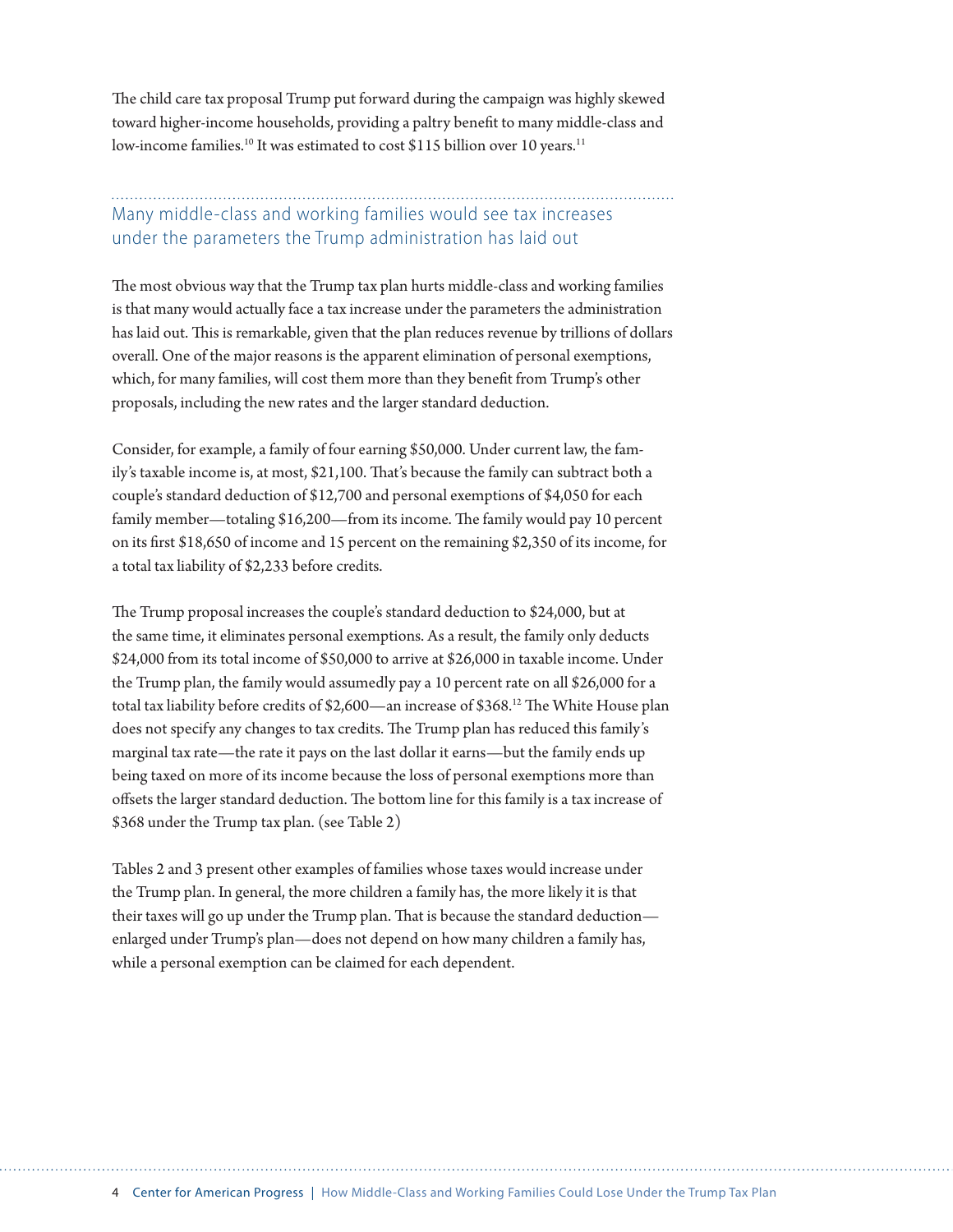The child care tax proposal Trump put forward during the campaign was highly skewed toward higher-income households, providing a paltry benefit to many middle-class and low-income families.[10] It was estimated to cost $115 billion over 10 years.[11]

## Many middle-class and working families would see tax increases under the parameters the Trump administration has laid out

The most obvious way that the Trump tax plan hurts middle-class and working families is that many would actually face a tax increase under the parameters the administration has laid out. This is remarkable, given that the plan reduces revenue by trillions of dollars overall. One of the major reasons is the apparent elimination of personal exemptions, which, for many families, will cost them more than they benefit from Trump's other proposals, including the new rates and the larger standard deduction.

Consider, for example, a family of four earning $50,000. Under current law, the family's taxable income is, at most, $21,100. That's because the family can subtract both a couple's standard deduction of $12,700 and personal exemptions of $4,050 for each family member—totaling $16,200—from its income. The family would pay 10 percent on its first $18,650 of income and 15 percent on the remaining $2,350 of its income, for a total tax liability of $2,233 before credits.

The Trump proposal increases the couple's standard deduction to $24,000, but at the same time, it eliminates personal exemptions. As a result, the family only deducts $24,000 from its total income of $50,000 to arrive at $26,000 in taxable income. Under the Trump plan, the family would assumedly pay a 10 percent rate on all $26,000 for a total tax liability before credits of $2,600—an increase of $368.[12] The White House plan does not specify any changes to tax credits. The Trump plan has reduced this family's marginal tax rate—the rate it pays on the last dollar it earns—but the family ends up being taxed on more of its income because the loss of personal exemptions more than offsets the larger standard deduction. The bottom line for this family is a tax increase of $368 under the Trump tax plan. (see Table 2)

Tables 2 and 3 present other examples of families whose taxes would increase under the Trump plan. In general, the more children a family has, the more likely it is that their taxes will go up under the Trump plan. That is because the standard deduction—enlarged under Trump's plan—does not depend on how many children a family has, while a personal exemption can be claimed for each dependent.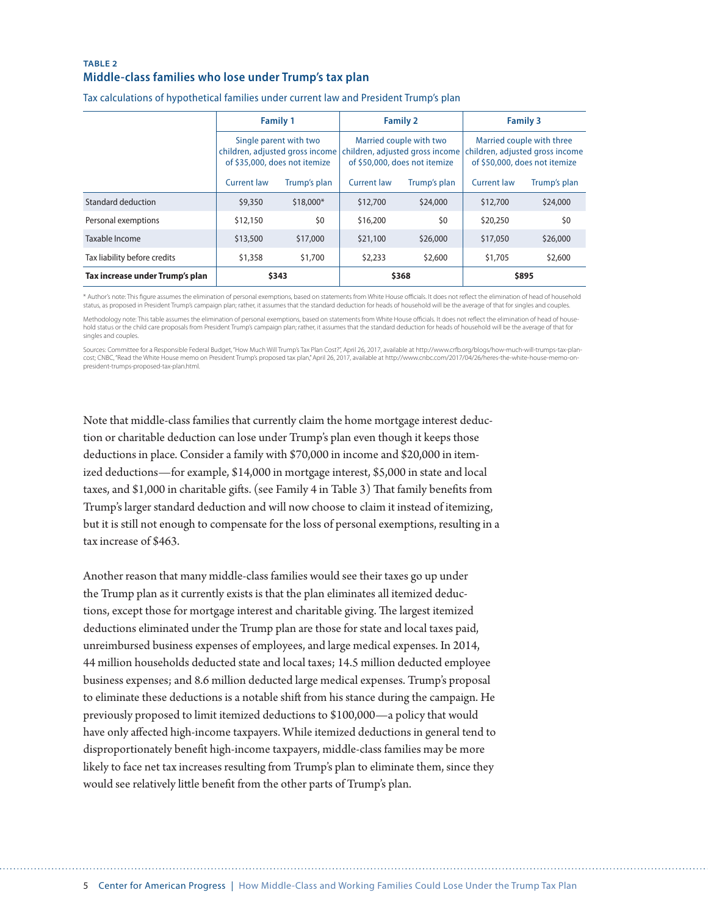**TABLE 2**

**Middle-class families who lose under Trump's tax plan**

Tax calculations of hypothetical families under current law and President Trump's plan

| | Family 1 | | Family 2 | | Family 3 | |
|---|---|---|---|---|---|---|
| | Single parent with two children, adjusted gross income of $35,000, does not itemize | | Married couple with two children, adjusted gross income of $50,000, does not itemize | | Married couple with three children, adjusted gross income of $50,000, does not itemize | |
| | Current law | Trump's plan | Current law | Trump's plan | Current law | Trump's plan |
| Standard deduction | $9,350 | $18,000* | $12,700 | $24,000 | $12,700 | $24,000 |
| Personal exemptions | $12,150 | $0 | $16,200 | $0 | $20,250 | $0 |
| Taxable Income | $13,500 | $17,000 | $21,100 | $26,000 | $17,050 | $26,000 |
| Tax liability before credits | $1,358 | $1,700 | $2,233 | $2,600 | $1,705 | $2,600 |
| **Tax increase under Trump's plan** | **$343** | | **$368** | | **$895** | |

* Author's note: This figure assumes the elimination of personal exemptions, based on statements from White House officials. It does not reflect the elimination of head of household status, as proposed in President Trump's campaign plan; rather, it assumes that the standard deduction for heads of household will be the average of that for singles and couples.

Methodology note: This table assumes the elimination of personal exemptions, based on statements from White House officials. It does not reflect the elimination of head of household status or the child care proposals from President Trump's campaign plan; rather, it assumes that the standard deduction for heads of household will be the average of that for singles and couples.

Sources: Committee for a Responsible Federal Budget, "How Much Will Trump's Tax Plan Cost?", April 26, 2017, available at http://www.crfb.org/blogs/how-much-will-trumps-tax-plan-cost; CNBC, "Read the White House memo on President Trump's proposed tax plan," April 26, 2017, available at http://www.cnbc.com/2017/04/26/heres-the-white-house-memo-on-president-trumps-proposed-tax-plan.html.

Note that middle-class families that currently claim the home mortgage interest deduction or charitable deduction can lose under Trump's plan even though it keeps those deductions in place. Consider a family with $70,000 in income and $20,000 in itemized deductions—for example, $14,000 in mortgage interest, $5,000 in state and local taxes, and $1,000 in charitable gifts. (see Family 4 in Table 3) That family benefits from Trump's larger standard deduction and will now choose to claim it instead of itemizing, but it is still not enough to compensate for the loss of personal exemptions, resulting in a tax increase of $463.

Another reason that many middle-class families would see their taxes go up under the Trump plan as it currently exists is that the plan eliminates all itemized deductions, except those for mortgage interest and charitable giving. The largest itemized deductions eliminated under the Trump plan are those for state and local taxes paid, unreimbursed business expenses of employees, and large medical expenses. In 2014, 44 million households deducted state and local taxes; 14.5 million deducted employee business expenses; and 8.6 million deducted large medical expenses. Trump's proposal to eliminate these deductions is a notable shift from his stance during the campaign. He previously proposed to limit itemized deductions to $100,000—a policy that would have only affected high-income taxpayers. While itemized deductions in general tend to disproportionately benefit high-income taxpayers, middle-class families may be more likely to face net tax increases resulting from Trump's plan to eliminate them, since they would see relatively little benefit from the other parts of Trump's plan.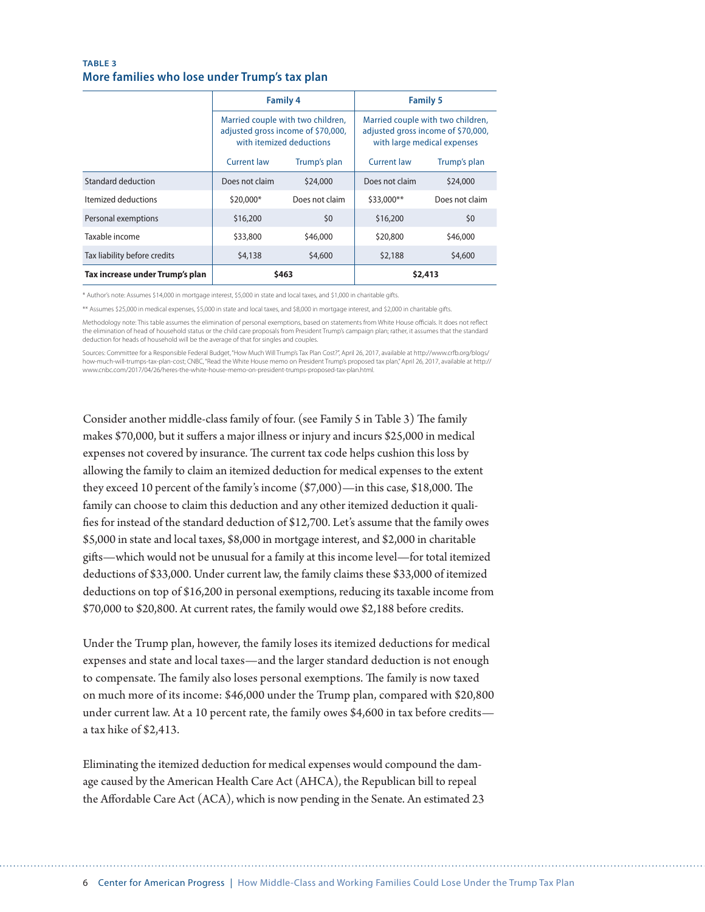**TABLE 3**

## More families who lose under Trump's tax plan

| | Family 4 | | Family 5 | |
|---|---|---|---|---|
| | Married couple with two children, adjusted gross income of $70,000, with itemized deductions | | Married couple with two children, adjusted gross income of $70,000, with large medical expenses | |
| | Current law | Trump's plan | Current law | Trump's plan |
| Standard deduction | Does not claim | $24,000 | Does not claim | $24,000 |
| Itemized deductions | $20,000* | Does not claim | $33,000** | Does not claim |
| Personal exemptions | $16,200 | $0 | $16,200 | $0 |
| Taxable income | $33,800 | $46,000 | $20,800 | $46,000 |
| Tax liability before credits | $4,138 | $4,600 | $2,188 | $4,600 |
| **Tax increase under Trump's plan** | **$463** | | **$2,413** | |

\* Author's note: Assumes $14,000 in mortgage interest, $5,000 in state and local taxes, and $1,000 in charitable gifts.

\*\* Assumes $25,000 in medical expenses, $5,000 in state and local taxes, and $8,000 in mortgage interest, and $2,000 in charitable gifts.

Methodology note: This table assumes the elimination of personal exemptions, based on statements from White House officials. It does not reflect the elimination of head of household status or the child care proposals from President Trump's campaign plan; rather, it assumes that the standard deduction for heads of household will be the average of that for singles and couples.

Sources: Committee for a Responsible Federal Budget, "How Much Will Trump's Tax Plan Cost?", April 26, 2017, available at http://www.crfb.org/blogs/how-much-will-trumps-tax-plan-cost; CNBC, "Read the White House memo on President Trump's proposed tax plan," April 26, 2017, available at http://www.cnbc.com/2017/04/26/heres-the-white-house-memo-on-president-trumps-proposed-tax-plan.html.

Consider another middle-class family of four. (see Family 5 in Table 3) The family makes $70,000, but it suffers a major illness or injury and incurs $25,000 in medical expenses not covered by insurance. The current tax code helps cushion this loss by allowing the family to claim an itemized deduction for medical expenses to the extent they exceed 10 percent of the family's income ($7,000)—in this case, $18,000. The family can choose to claim this deduction and any other itemized deduction it qualifies for instead of the standard deduction of $12,700. Let's assume that the family owes $5,000 in state and local taxes, $8,000 in mortgage interest, and $2,000 in charitable gifts—which would not be unusual for a family at this income level—for total itemized deductions of $33,000. Under current law, the family claims these $33,000 of itemized deductions on top of $16,200 in personal exemptions, reducing its taxable income from $70,000 to $20,800. At current rates, the family would owe $2,188 before credits.

Under the Trump plan, however, the family loses its itemized deductions for medical expenses and state and local taxes—and the larger standard deduction is not enough to compensate. The family also loses personal exemptions. The family is now taxed on much more of its income: $46,000 under the Trump plan, compared with $20,800 under current law. At a 10 percent rate, the family owes $4,600 in tax before credits—a tax hike of $2,413.

Eliminating the itemized deduction for medical expenses would compound the damage caused by the American Health Care Act (AHCA), the Republican bill to repeal the Affordable Care Act (ACA), which is now pending in the Senate. An estimated 23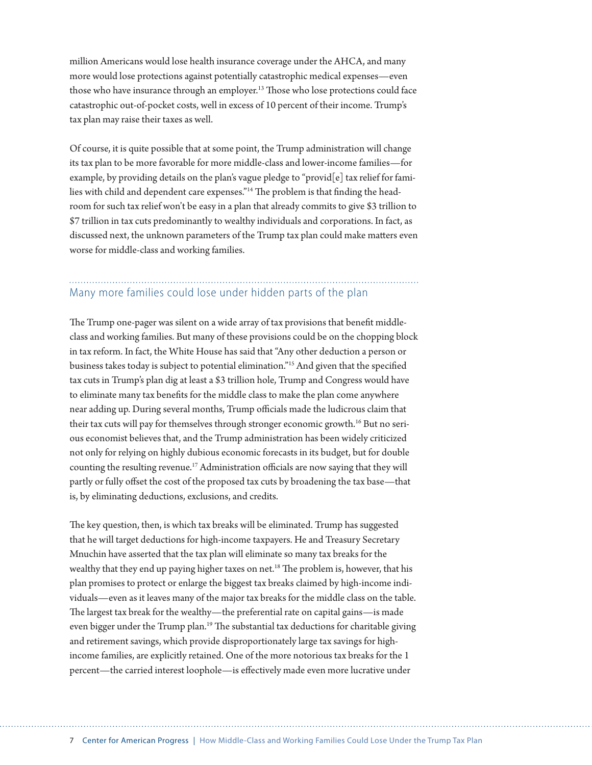million Americans would lose health insurance coverage under the AHCA, and many more would lose protections against potentially catastrophic medical expenses—even those who have insurance through an employer.[13] Those who lose protections could face catastrophic out-of-pocket costs, well in excess of 10 percent of their income. Trump's tax plan may raise their taxes as well.

Of course, it is quite possible that at some point, the Trump administration will change its tax plan to be more favorable for more middle-class and lower-income families—for example, by providing details on the plan's vague pledge to "provid[e] tax relief for families with child and dependent care expenses."[14] The problem is that finding the headroom for such tax relief won't be easy in a plan that already commits to give $3 trillion to $7 trillion in tax cuts predominantly to wealthy individuals and corporations. In fact, as discussed next, the unknown parameters of the Trump tax plan could make matters even worse for middle-class and working families.

## Many more families could lose under hidden parts of the plan

The Trump one-pager was silent on a wide array of tax provisions that benefit middle-class and working families. But many of these provisions could be on the chopping block in tax reform. In fact, the White House has said that "Any other deduction a person or business takes today is subject to potential elimination."[15] And given that the specified tax cuts in Trump's plan dig at least a $3 trillion hole, Trump and Congress would have to eliminate many tax benefits for the middle class to make the plan come anywhere near adding up. During several months, Trump officials made the ludicrous claim that their tax cuts will pay for themselves through stronger economic growth.[16] But no serious economist believes that, and the Trump administration has been widely criticized not only for relying on highly dubious economic forecasts in its budget, but for double counting the resulting revenue.[17] Administration officials are now saying that they will partly or fully offset the cost of the proposed tax cuts by broadening the tax base—that is, by eliminating deductions, exclusions, and credits.

The key question, then, is which tax breaks will be eliminated. Trump has suggested that he will target deductions for high-income taxpayers. He and Treasury Secretary Mnuchin have asserted that the tax plan will eliminate so many tax breaks for the wealthy that they end up paying higher taxes on net.[18] The problem is, however, that his plan promises to protect or enlarge the biggest tax breaks claimed by high-income individuals—even as it leaves many of the major tax breaks for the middle class on the table. The largest tax break for the wealthy—the preferential rate on capital gains—is made even bigger under the Trump plan.[19] The substantial tax deductions for charitable giving and retirement savings, which provide disproportionately large tax savings for high-income families, are explicitly retained. One of the more notorious tax breaks for the 1 percent—the carried interest loophole—is effectively made even more lucrative under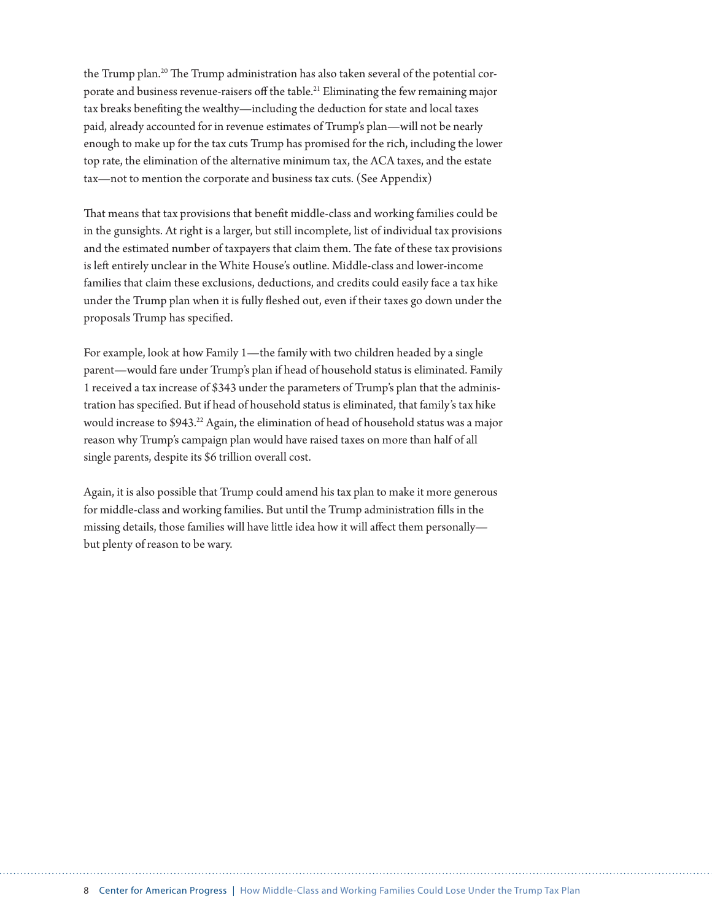the Trump plan.[20] The Trump administration has also taken several of the potential corporate and business revenue-raisers off the table.[21] Eliminating the few remaining major tax breaks benefiting the wealthy—including the deduction for state and local taxes paid, already accounted for in revenue estimates of Trump's plan—will not be nearly enough to make up for the tax cuts Trump has promised for the rich, including the lower top rate, the elimination of the alternative minimum tax, the ACA taxes, and the estate tax—not to mention the corporate and business tax cuts. (See Appendix)

That means that tax provisions that benefit middle-class and working families could be in the gunsights. At right is a larger, but still incomplete, list of individual tax provisions and the estimated number of taxpayers that claim them. The fate of these tax provisions is left entirely unclear in the White House's outline. Middle-class and lower-income families that claim these exclusions, deductions, and credits could easily face a tax hike under the Trump plan when it is fully fleshed out, even if their taxes go down under the proposals Trump has specified.

For example, look at how Family 1—the family with two children headed by a single parent—would fare under Trump's plan if head of household status is eliminated. Family 1 received a tax increase of $343 under the parameters of Trump's plan that the administration has specified. But if head of household status is eliminated, that family's tax hike would increase to $943.[22] Again, the elimination of head of household status was a major reason why Trump's campaign plan would have raised taxes on more than half of all single parents, despite its $6 trillion overall cost.

Again, it is also possible that Trump could amend his tax plan to make it more generous for middle-class and working families. But until the Trump administration fills in the missing details, those families will have little idea how it will affect them personally—but plenty of reason to be wary.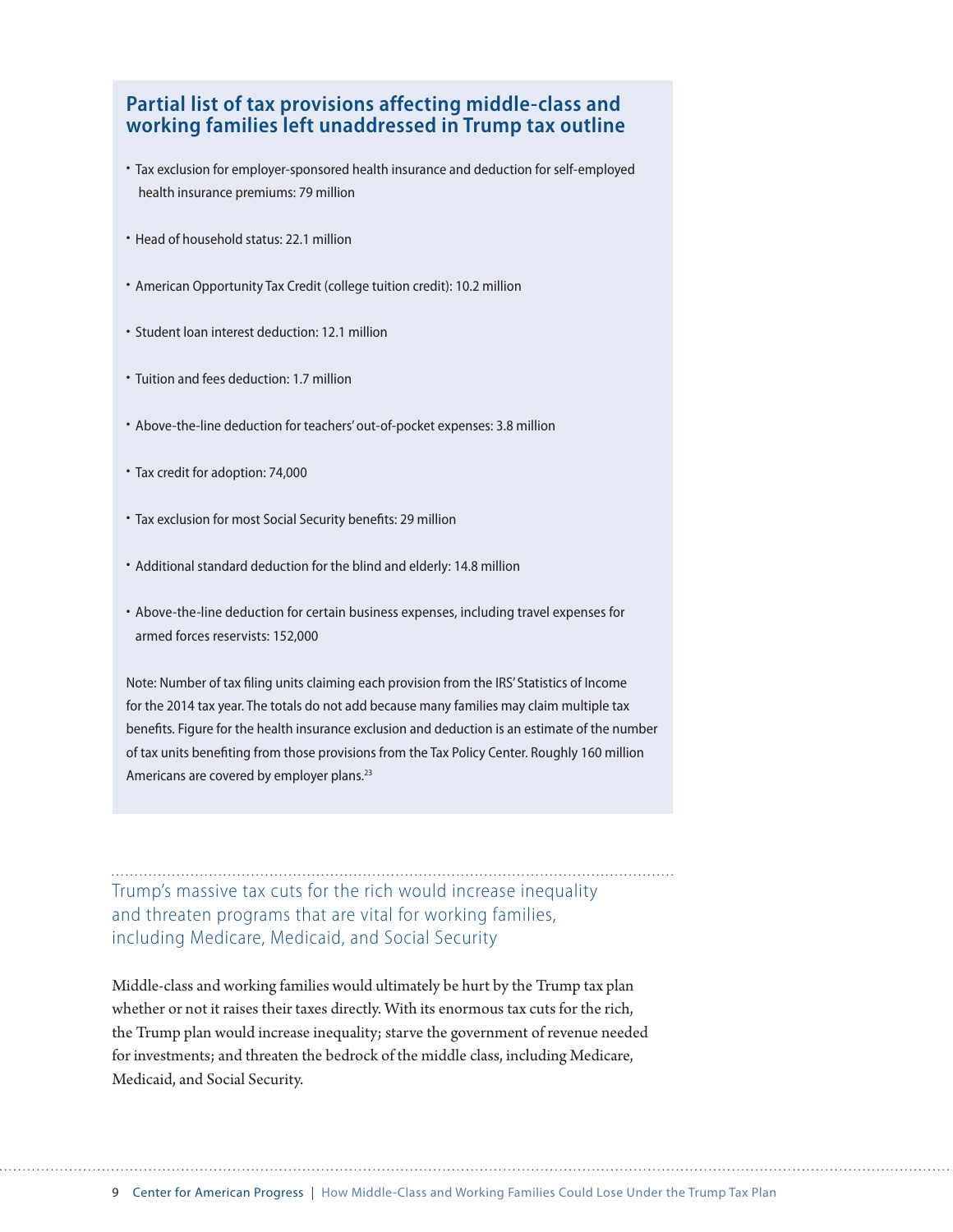### Partial list of tax provisions affecting middle-class and working families left unaddressed in Trump tax outline

- Tax exclusion for employer-sponsored health insurance and deduction for self-employed health insurance premiums: 79 million
- Head of household status: 22.1 million
- American Opportunity Tax Credit (college tuition credit): 10.2 million
- Student loan interest deduction: 12.1 million
- Tuition and fees deduction: 1.7 million
- Above-the-line deduction for teachers' out-of-pocket expenses: 3.8 million
- Tax credit for adoption: 74,000
- Tax exclusion for most Social Security benefits: 29 million
- Additional standard deduction for the blind and elderly: 14.8 million
- Above-the-line deduction for certain business expenses, including travel expenses for armed forces reservists: 152,000

Note: Number of tax filing units claiming each provision from the IRS' Statistics of Income for the 2014 tax year. The totals do not add because many families may claim multiple tax benefits. Figure for the health insurance exclusion and deduction is an estimate of the number of tax units benefiting from those provisions from the Tax Policy Center. Roughly 160 million Americans are covered by employer plans.[23]

## Trump's massive tax cuts for the rich would increase inequality and threaten programs that are vital for working families, including Medicare, Medicaid, and Social Security

Middle-class and working families would ultimately be hurt by the Trump tax plan whether or not it raises their taxes directly. With its enormous tax cuts for the rich, the Trump plan would increase inequality; starve the government of revenue needed for investments; and threaten the bedrock of the middle class, including Medicare, Medicaid, and Social Security.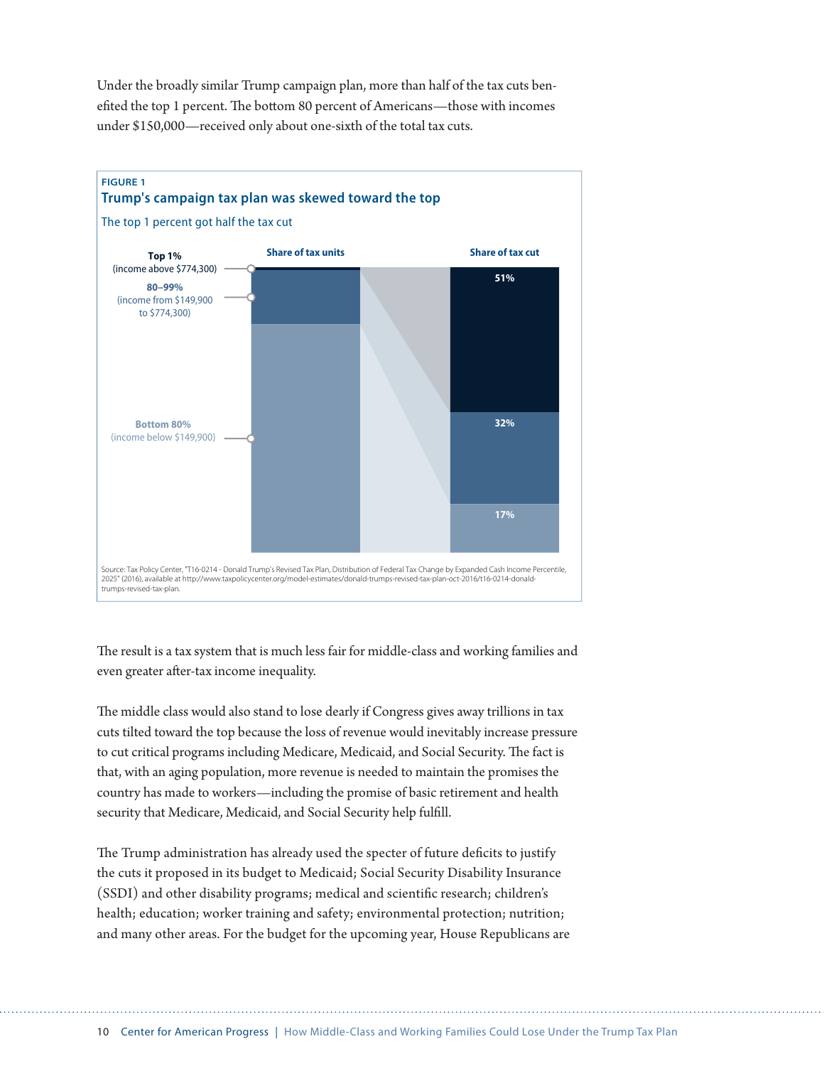Under the broadly similar Trump campaign plan, more than half of the tax cuts benefited the top 1 percent. The bottom 80 percent of Americans—those with incomes under $150,000—received only about one-sixth of the total tax cuts.

FIGURE 1

**Trump's campaign tax plan was skewed toward the top**

The top 1 percent got half the tax cut

| | Share of tax cut |
|---|---|
| Top 1% (income above $774,300) | 51% |
| 80–99% (income from $149,900 to $774,300) | 32% |
| Bottom 80% (income below $149,900) | 17% |

Source: Tax Policy Center, "T16-0214 - Donald Trump's Revised Tax Plan, Distribution of Federal Tax Change by Expanded Cash Income Percentile, 2025" (2016), available at http://www.taxpolicycenter.org/model-estimates/donald-trumps-revised-tax-plan-oct-2016/t16-0214-donald-trumps-revised-tax-plan.

The result is a tax system that is much less fair for middle-class and working families and even greater after-tax income inequality.

The middle class would also stand to lose dearly if Congress gives away trillions in tax cuts tilted toward the top because the loss of revenue would inevitably increase pressure to cut critical programs including Medicare, Medicaid, and Social Security. The fact is that, with an aging population, more revenue is needed to maintain the promises the country has made to workers—including the promise of basic retirement and health security that Medicare, Medicaid, and Social Security help fulfill.

The Trump administration has already used the specter of future deficits to justify the cuts it proposed in its budget to Medicaid; Social Security Disability Insurance (SSDI) and other disability programs; medical and scientific research; children's health; education; worker training and safety; environmental protection; nutrition; and many other areas. For the budget for the upcoming year, House Republicans are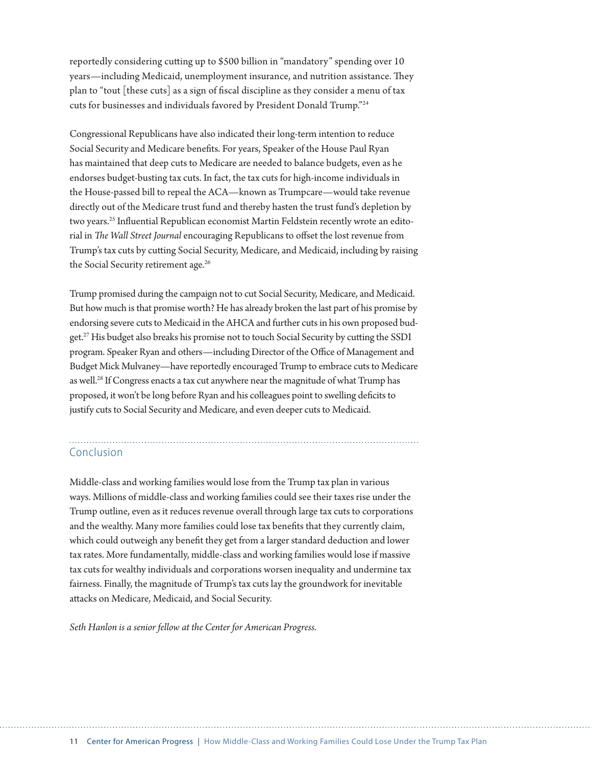reportedly considering cutting up to $500 billion in "mandatory" spending over 10 years—including Medicaid, unemployment insurance, and nutrition assistance. They plan to "tout [these cuts] as a sign of fiscal discipline as they consider a menu of tax cuts for businesses and individuals favored by President Donald Trump."[24]

Congressional Republicans have also indicated their long-term intention to reduce Social Security and Medicare benefits. For years, Speaker of the House Paul Ryan has maintained that deep cuts to Medicare are needed to balance budgets, even as he endorses budget-busting tax cuts. In fact, the tax cuts for high-income individuals in the House-passed bill to repeal the ACA—known as Trumpcare—would take revenue directly out of the Medicare trust fund and thereby hasten the trust fund's depletion by two years.[25] Influential Republican economist Martin Feldstein recently wrote an editorial in *The Wall Street Journal* encouraging Republicans to offset the lost revenue from Trump's tax cuts by cutting Social Security, Medicare, and Medicaid, including by raising the Social Security retirement age.[26]

Trump promised during the campaign not to cut Social Security, Medicare, and Medicaid. But how much is that promise worth? He has already broken the last part of his promise by endorsing severe cuts to Medicaid in the AHCA and further cuts in his own proposed budget.[27] His budget also breaks his promise not to touch Social Security by cutting the SSDI program. Speaker Ryan and others—including Director of the Office of Management and Budget Mick Mulvaney—have reportedly encouraged Trump to embrace cuts to Medicare as well.[28] If Congress enacts a tax cut anywhere near the magnitude of what Trump has proposed, it won't be long before Ryan and his colleagues point to swelling deficits to justify cuts to Social Security and Medicare, and even deeper cuts to Medicaid.

## Conclusion

Middle-class and working families would lose from the Trump tax plan in various ways. Millions of middle-class and working families could see their taxes rise under the Trump outline, even as it reduces revenue overall through large tax cuts to corporations and the wealthy. Many more families could lose tax benefits that they currently claim, which could outweigh any benefit they get from a larger standard deduction and lower tax rates. More fundamentally, middle-class and working families would lose if massive tax cuts for wealthy individuals and corporations worsen inequality and undermine tax fairness. Finally, the magnitude of Trump's tax cuts lay the groundwork for inevitable attacks on Medicare, Medicaid, and Social Security.

*Seth Hanlon is a senior fellow at the Center for American Progress.*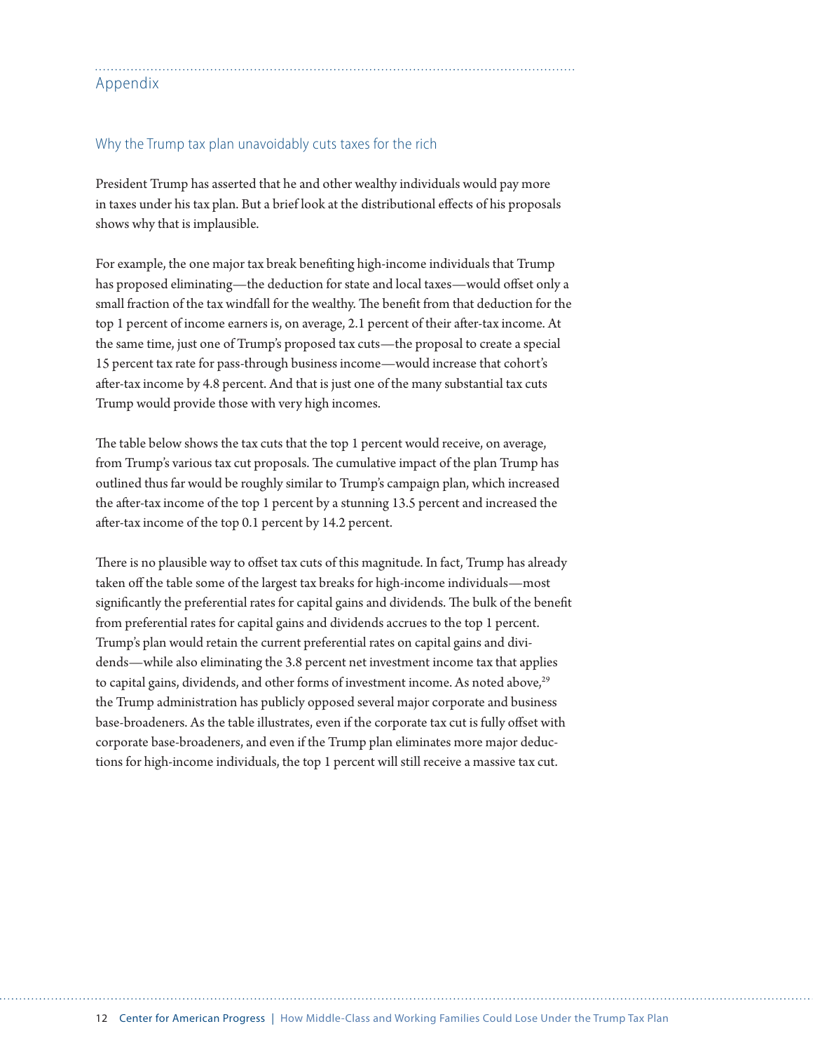## Appendix

### Why the Trump tax plan unavoidably cuts taxes for the rich

President Trump has asserted that he and other wealthy individuals would pay more in taxes under his tax plan. But a brief look at the distributional effects of his proposals shows why that is implausible.

For example, the one major tax break benefiting high-income individuals that Trump has proposed eliminating—the deduction for state and local taxes—would offset only a small fraction of the tax windfall for the wealthy. The benefit from that deduction for the top 1 percent of income earners is, on average, 2.1 percent of their after-tax income. At the same time, just one of Trump's proposed tax cuts—the proposal to create a special 15 percent tax rate for pass-through business income—would increase that cohort's after-tax income by 4.8 percent. And that is just one of the many substantial tax cuts Trump would provide those with very high incomes.

The table below shows the tax cuts that the top 1 percent would receive, on average, from Trump's various tax cut proposals. The cumulative impact of the plan Trump has outlined thus far would be roughly similar to Trump's campaign plan, which increased the after-tax income of the top 1 percent by a stunning 13.5 percent and increased the after-tax income of the top 0.1 percent by 14.2 percent.

There is no plausible way to offset tax cuts of this magnitude. In fact, Trump has already taken off the table some of the largest tax breaks for high-income individuals—most significantly the preferential rates for capital gains and dividends. The bulk of the benefit from preferential rates for capital gains and dividends accrues to the top 1 percent. Trump's plan would retain the current preferential rates on capital gains and dividends—while also eliminating the 3.8 percent net investment income tax that applies to capital gains, dividends, and other forms of investment income. As noted above,[29] the Trump administration has publicly opposed several major corporate and business base-broadeners. As the table illustrates, even if the corporate tax cut is fully offset with corporate base-broadeners, and even if the Trump plan eliminates more major deductions for high-income individuals, the top 1 percent will still receive a massive tax cut.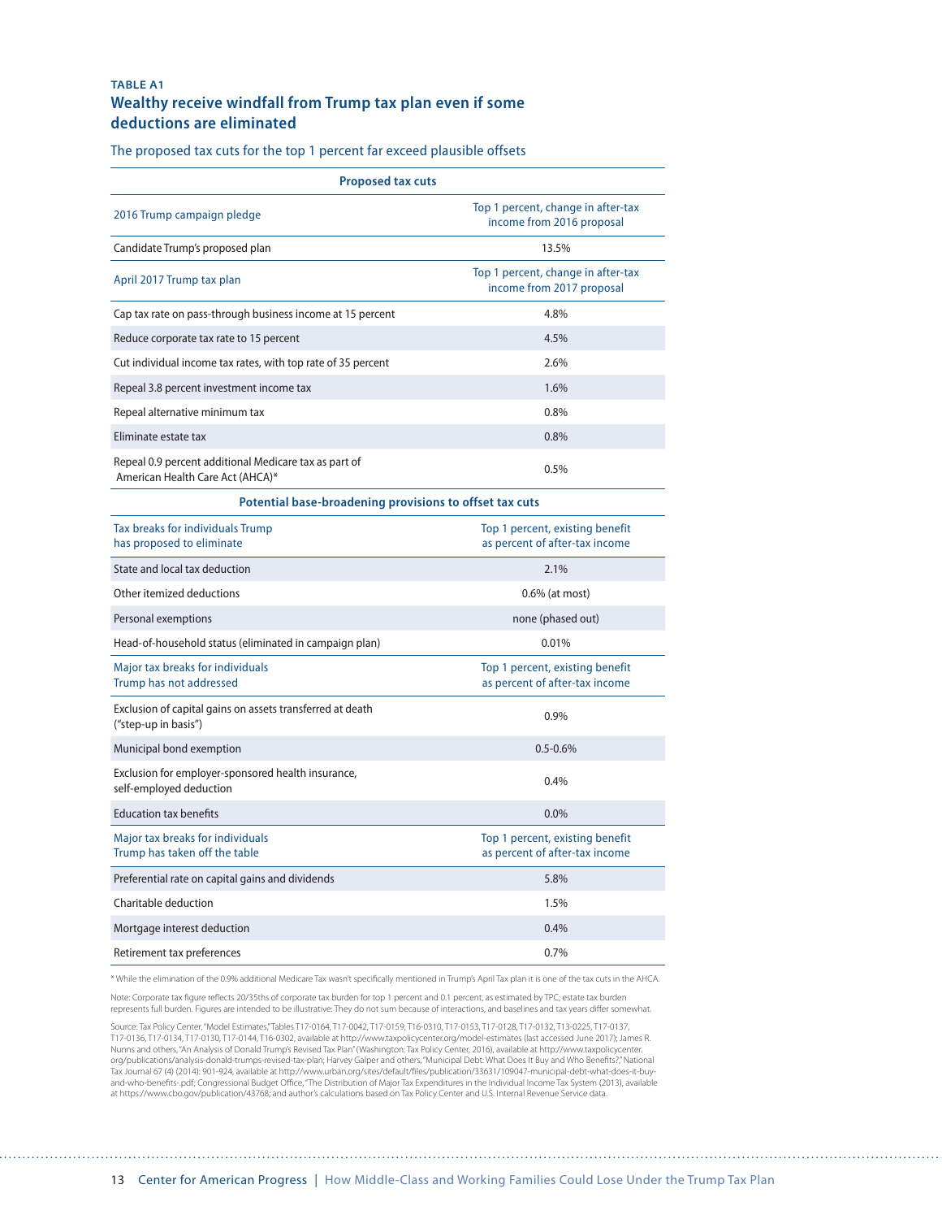**TABLE A1**

## Wealthy receive windfall from Trump tax plan even if some deductions are eliminated

The proposed tax cuts for the top 1 percent far exceed plausible offsets

| **Proposed tax cuts** | |
|---|---|
| 2016 Trump campaign pledge | Top 1 percent, change in after-tax income from 2016 proposal |
| Candidate Trump's proposed plan | 13.5% |
| April 2017 Trump tax plan | Top 1 percent, change in after-tax income from 2017 proposal |
| Cap tax rate on pass-through business income at 15 percent | 4.8% |
| Reduce corporate tax rate to 15 percent | 4.5% |
| Cut individual income tax rates, with top rate of 35 percent | 2.6% |
| Repeal 3.8 percent investment income tax | 1.6% |
| Repeal alternative minimum tax | 0.8% |
| Eliminate estate tax | 0.8% |
| Repeal 0.9 percent additional Medicare tax as part of American Health Care Act (AHCA)* | 0.5% |
| **Potential base-broadening provisions to offset tax cuts** | |
| Tax breaks for individuals Trump has proposed to eliminate | Top 1 percent, existing benefit as percent of after-tax income |
| State and local tax deduction | 2.1% |
| Other itemized deductions | 0.6% (at most) |
| Personal exemptions | none (phased out) |
| Head-of-household status (eliminated in campaign plan) | 0.01% |
| Major tax breaks for individuals Trump has not addressed | Top 1 percent, existing benefit as percent of after-tax income |
| Exclusion of capital gains on assets transferred at death ("step-up in basis") | 0.9% |
| Municipal bond exemption | 0.5-0.6% |
| Exclusion for employer-sponsored health insurance, self-employed deduction | 0.4% |
| Education tax benefits | 0.0% |
| Major tax breaks for individuals Trump has taken off the table | Top 1 percent, existing benefit as percent of after-tax income |
| Preferential rate on capital gains and dividends | 5.8% |
| Charitable deduction | 1.5% |
| Mortgage interest deduction | 0.4% |
| Retirement tax preferences | 0.7% |

* While the elimination of the 0.9% additional Medicare Tax wasn't specifically mentioned in Trump's April Tax plan it is one of the tax cuts in the AHCA.

Note: Corporate tax figure reflects 20/35ths of corporate tax burden for top 1 percent and 0.1 percent, as estimated by TPC; estate tax burden represents full burden. Figures are intended to be illustrative: They do not sum because of interactions, and baselines and tax years differ somewhat.

Source: Tax Policy Center, "Model Estimates," Tables T17-0164, T17-0042, T17-0159, T16-0310, T17-0153, T17-0128, T17-0132, T13-0225, T17-0137, T17-0136, T17-0134, T17-0130, T17-0144, T16-0302, available at http://www.taxpolicycenter.org/model-estimates (last accessed June 2017); James R. Nunns and others, "An Analysis of Donald Trump's Revised Tax Plan" (Washington: Tax Policy Center, 2016), available at http://www.taxpolicycenter.org/publications/analysis-donald-trumps-revised-tax-plan; Harvey Galper and others, "Municipal Debt: What Does It Buy and Who Benefits?," National Tax Journal 67 (4) (2014): 901-924, available at http://www.urban.org/sites/default/files/publication/33631/109047-municipal-debt-what-does-it-buy-and-who-benefits-.pdf; Congressional Budget Office, "The Distribution of Major Tax Expenditures in the Individual Income Tax System (2013), available at https://www.cbo.gov/publication/43768; and author's calculations based on Tax Policy Center and U.S. Internal Revenue Service data.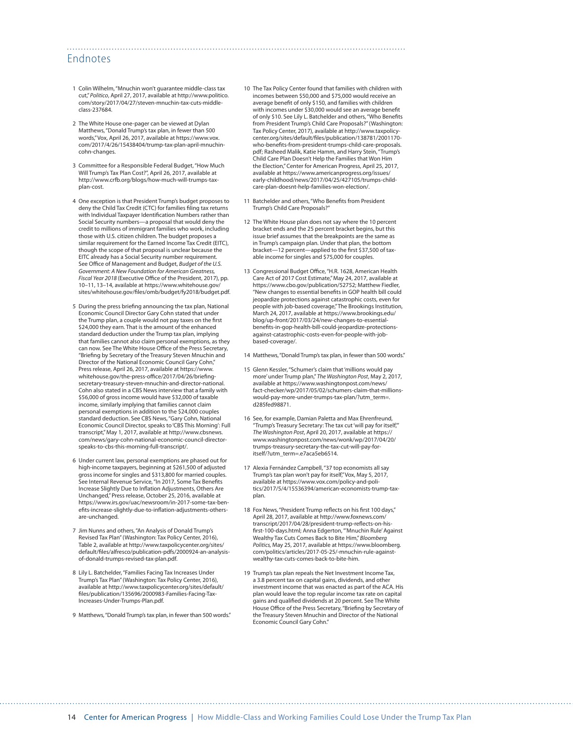## Endnotes

1 Colin Wilhelm, "Mnuchin won't guarantee middle-class tax cut," *Politico*, April 27, 2017, available at http://www.politico.com/story/2017/04/27/steven-mnuchin-tax-cuts-middle-class-237684.

2 The White House one-pager can be viewed at Dylan Matthews, "Donald Trump's tax plan, in fewer than 500 words," Vox, April 26, 2017, available at https://www.vox.com/2017/4/26/15438404/trump-tax-plan-april-mnuchin-cohn-changes.

3 Committee for a Responsible Federal Budget, "How Much Will Trump's Tax Plan Cost?", April 26, 2017, available at http://www.crfb.org/blogs/how-much-will-trumps-tax-plan-cost.

4 One exception is that President Trump's budget proposes to deny the Child Tax Credit (CTC) for families filing tax returns with Individual Taxpayer Identification Numbers rather than Social Security numbers—a proposal that would deny the credit to millions of immigrant families who work, including those with U.S. citizen children. The budget proposes a similar requirement for the Earned Income Tax Credit (EITC), though the scope of that proposal is unclear because the EITC already has a Social Security number requirement. See Office of Management and Budget, *Budget of the U.S. Government: A New Foundation for American Greatness, Fiscal Year 2018* (Executive Office of the President, 2017), pp. 10–11, 13–14, available at https://www.whitehouse.gov/sites/whitehouse.gov/files/omb/budget/fy2018/budget.pdf.

5 During the press briefing announcing the tax plan, National Economic Council Director Gary Cohn stated that under the Trump plan, a couple would not pay taxes on the first $24,000 they earn. That is the amount of the enhanced standard deduction under the Trump tax plan, implying that families cannot also claim personal exemptions, as they can now. See The White House Office of the Press Secretary, "Briefing by Secretary of the Treasury Steven Mnuchin and Director of the National Economic Council Gary Cohn," Press release, April 26, 2017, available at https://www.whitehouse.gov/the-press-office/2017/04/26/briefing-secretary-treasury-steven-mnuchin-and-director-national. Cohn also stated in a CBS News interview that a family with $56,000 of gross income would have $32,000 of taxable income, similarly implying that families cannot claim personal exemptions in addition to the $24,000 couples standard deduction. See CBS News, "Gary Cohn, National Economic Council Director, speaks to 'CBS This Morning': Full transcript," May 1, 2017, available at http://www.cbsnews.com/news/gary-cohn-national-economic-council-director-speaks-to-cbs-this-morning-full-transcript/.

6 Under current law, personal exemptions are phased out for high-income taxpayers, beginning at $261,500 of adjusted gross income for singles and $313,800 for married couples. See Internal Revenue Service, "In 2017, Some Tax Benefits Increase Slightly Due to Inflation Adjustments, Others Are Unchanged," Press release, October 25, 2016, available at https://www.irs.gov/uac/newsroom/in-2017-some-tax-benefits-increase-slightly-due-to-inflation-adjustments-others-are-unchanged.

7 Jim Nunns and others, "An Analysis of Donald Trump's Revised Tax Plan" (Washington: Tax Policy Center, 2016), Table 2, available at http://www.taxpolicycenter.org/sites/default/files/alfresco/publication-pdfs/2000924-an-analysis-of-donald-trumps-revised-tax-plan.pdf.

8 Lily L. Batchelder, "Families Facing Tax Increases Under Trump's Tax Plan" (Washington: Tax Policy Center, 2016), available at http://www.taxpolicycenter.org/sites/default/files/publication/135696/2000983-Families-Facing-Tax-Increases-Under-Trumps-Plan.pdf.

9 Matthews, "Donald Trump's tax plan, in fewer than 500 words."

10 The Tax Policy Center found that families with children with incomes between $50,000 and $75,000 would receive an average benefit of only $150, and families with children with incomes under $30,000 would see an average benefit of only $10. See Lily L. Batchelder and others, "Who Benefits from President Trump's Child Care Proposals?" (Washington: Tax Policy Center, 2017), available at http://www.taxpolicycenter.org/sites/default/files/publication/138781/2001170-who-benefits-from-president-trumps-child-care-proposals.pdf; Rasheed Malik, Katie Hamm, and Harry Stein, "Trump's Child Care Plan Doesn't Help the Families that Won Him the Election," Center for American Progress, April 25, 2017, available at https://www.americanprogress.org/issues/early-childhood/news/2017/04/25/427105/trumps-child-care-plan-doesnt-help-families-won-election/.

11 Batchelder and others, "Who Benefits from President Trump's Child Care Proposals?"

12 The White House plan does not say where the 10 percent bracket ends and the 25 percent bracket begins, but this issue brief assumes that the breakpoints are the same as in Trump's campaign plan. Under that plan, the bottom bracket—12 percent—applied to the first $37,500 of taxable income for singles and $75,000 for couples.

13 Congressional Budget Office, "H.R. 1628, American Health Care Act of 2017 Cost Estimate," May 24, 2017, available at https://www.cbo.gov/publication/52752; Matthew Fiedler, "New changes to essential benefits in GOP health bill could jeopardize protections against catastrophic costs, even for people with job-based coverage," The Brookings Institution, March 24, 2017, available at https://www.brookings.edu/blog/up-front/2017/03/24/new-changes-to-essential-benefits-in-gop-health-bill-could-jeopardize-protections-against-catastrophic-costs-even-for-people-with-job-based-coverage/.

14 Matthews, "Donald Trump's tax plan, in fewer than 500 words."

15 Glenn Kessler, "Schumer's claim that 'millions would pay more' under Trump plan," *The Washington Post*, May 2, 2017, available at https://www.washingtonpost.com/news/fact-checker/wp/2017/05/02/schumers-claim-that-millions-would-pay-more-under-trumps-tax-plan/?utm_term=.d285fed98871.

16 See, for example, Damian Paletta and Max Ehrenfreund, "Trump's Treasury Secretary: The tax cut 'will pay for itself,'" *The Washington Post*, April 20, 2017, available at https://www.washingtonpost.com/news/wonk/wp/2017/04/20/trumps-treasury-secretary-the-tax-cut-will-pay-for-itself/?utm_term=.e7aca5eb6514.

17 Alexia Fernández Campbell, "37 top economists all say Trump's tax plan won't pay for itself," Vox, May 5, 2017, available at https://www.vox.com/policy-and-politics/2017/5/4/15536394/american-economists-trump-tax-plan.

18 Fox News, "President Trump reflects on his first 100 days," April 28, 2017, available at http://www.foxnews.com/transcript/2017/04/28/president-trump-reflects-on-his-first-100-days.html; Anna Edgerton, "'Mnuchin Rule' Against Wealthy Tax Cuts Comes Back to Bite Him," *Bloomberg Politics*, May 25, 2017, available at https://www.bloomberg.com/politics/articles/2017-05-25/-mnuchin-rule-against-wealthy-tax-cuts-comes-back-to-bite-him.

19 Trump's tax plan repeals the Net Investment Income Tax, a 3.8 percent tax on capital gains, dividends, and other investment income that was enacted as part of the ACA. His plan would leave the top regular income tax rate on capital gains and qualified dividends at 20 percent. See The White House Office of the Press Secretary, "Briefing by Secretary of the Treasury Steven Mnuchin and Director of the National Economic Council Gary Cohn."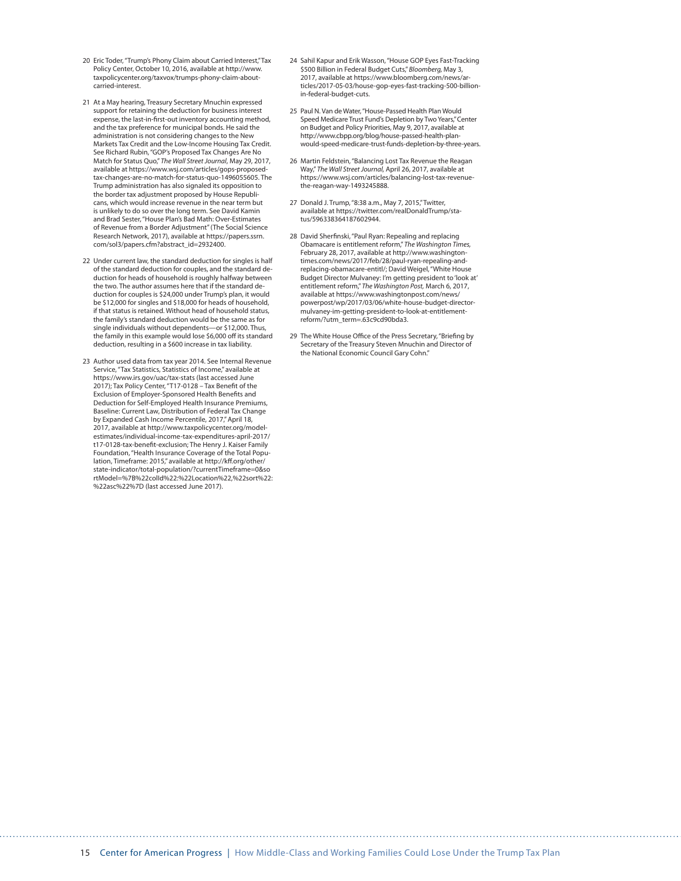20 Eric Toder, "Trump's Phony Claim about Carried Interest," Tax Policy Center, October 10, 2016, available at http://www.taxpolicycenter.org/taxvox/trumps-phony-claim-about-carried-interest.

21 At a May hearing, Treasury Secretary Mnuchin expressed support for retaining the deduction for business interest expense, the last-in-first-out inventory accounting method, and the tax preference for municipal bonds. He said the administration is not considering changes to the New Markets Tax Credit and the Low-Income Housing Tax Credit. See Richard Rubin, "GOP's Proposed Tax Changes Are No Match for Status Quo," *The Wall Street Journal*, May 29, 2017, available at https://www.wsj.com/articles/gops-proposed-tax-changes-are-no-match-for-status-quo-1496055605. The Trump administration has also signaled its opposition to the border tax adjustment proposed by House Republicans, which would increase revenue in the near term but is unlikely to do so over the long term. See David Kamin and Brad Sester, "House Plan's Bad Math: Over-Estimates of Revenue from a Border Adjustment" (The Social Science Research Network, 2017), available at https://papers.ssrn.com/sol3/papers.cfm?abstract_id=2932400.

22 Under current law, the standard deduction for singles is half of the standard deduction for couples, and the standard deduction for heads of household is roughly halfway between the two. The author assumes here that if the standard deduction for couples is $24,000 under Trump's plan, it would be $12,000 for singles and $18,000 for heads of household, if that status is retained. Without head of household status, the family's standard deduction would be the same as for single individuals without dependents—or $12,000. Thus, the family in this example would lose $6,000 off its standard deduction, resulting in a $600 increase in tax liability.

23 Author used data from tax year 2014. See Internal Revenue Service, "Tax Statistics, Statistics of Income," available at https://www.irs.gov/uac/tax-stats (last accessed June 2017); Tax Policy Center, "T17-0128 – Tax Benefit of the Exclusion of Employer-Sponsored Health Benefits and Deduction for Self-Employed Health Insurance Premiums, Baseline: Current Law, Distribution of Federal Tax Change by Expanded Cash Income Percentile, 2017," April 18, 2017, available at http://www.taxpolicycenter.org/model-estimates/individual-income-tax-expenditures-april-2017/t17-0128-tax-benefit-exclusion; The Henry J. Kaiser Family Foundation, "Health Insurance Coverage of the Total Population, Timeframe: 2015," available at http://kff.org/other/state-indicator/total-population/?currentTimeframe=0&sortModel=%7B%22colId%22:%22Location%22,%22sort%22:%22asc%22%7D (last accessed June 2017).

24 Sahil Kapur and Erik Wasson, "House GOP Eyes Fast-Tracking $500 Billion in Federal Budget Cuts," *Bloomberg*, May 3, 2017, available at https://www.bloomberg.com/news/articles/2017-05-03/house-gop-eyes-fast-tracking-500-billion-in-federal-budget-cuts.

25 Paul N. Van de Water, "House-Passed Health Plan Would Speed Medicare Trust Fund's Depletion by Two Years," Center on Budget and Policy Priorities, May 9, 2017, available at http://www.cbpp.org/blog/house-passed-health-plan-would-speed-medicare-trust-funds-depletion-by-three-years.

26 Martin Feldstein, "Balancing Lost Tax Revenue the Reagan Way," *The Wall Street Journal*, April 26, 2017, available at https://www.wsj.com/articles/balancing-lost-tax-revenue-the-reagan-way-1493245888.

27 Donald J. Trump, "8:38 a.m., May 7, 2015," Twitter, available at https://twitter.com/realDonaldTrump/status/596338364187602944.

28 David Sherfinski, "Paul Ryan: Repealing and replacing Obamacare is entitlement reform," *The Washington Times*, February 28, 2017, available at http://www.washingtontimes.com/news/2017/feb/28/paul-ryan-repealing-and-replacing-obamacare-entitl/; David Weigel, "White House Budget Director Mulvaney: I'm getting president to 'look at' entitlement reform," *The Washington Post*, March 6, 2017, available at https://www.washingtonpost.com/news/powerpost/wp/2017/03/06/white-house-budget-director-mulvaney-im-getting-president-to-look-at-entitlement-reform/?utm_term=.63c9cd90bda3.

29 The White House Office of the Press Secretary, "Briefing by Secretary of the Treasury Steven Mnuchin and Director of the National Economic Council Gary Cohn."